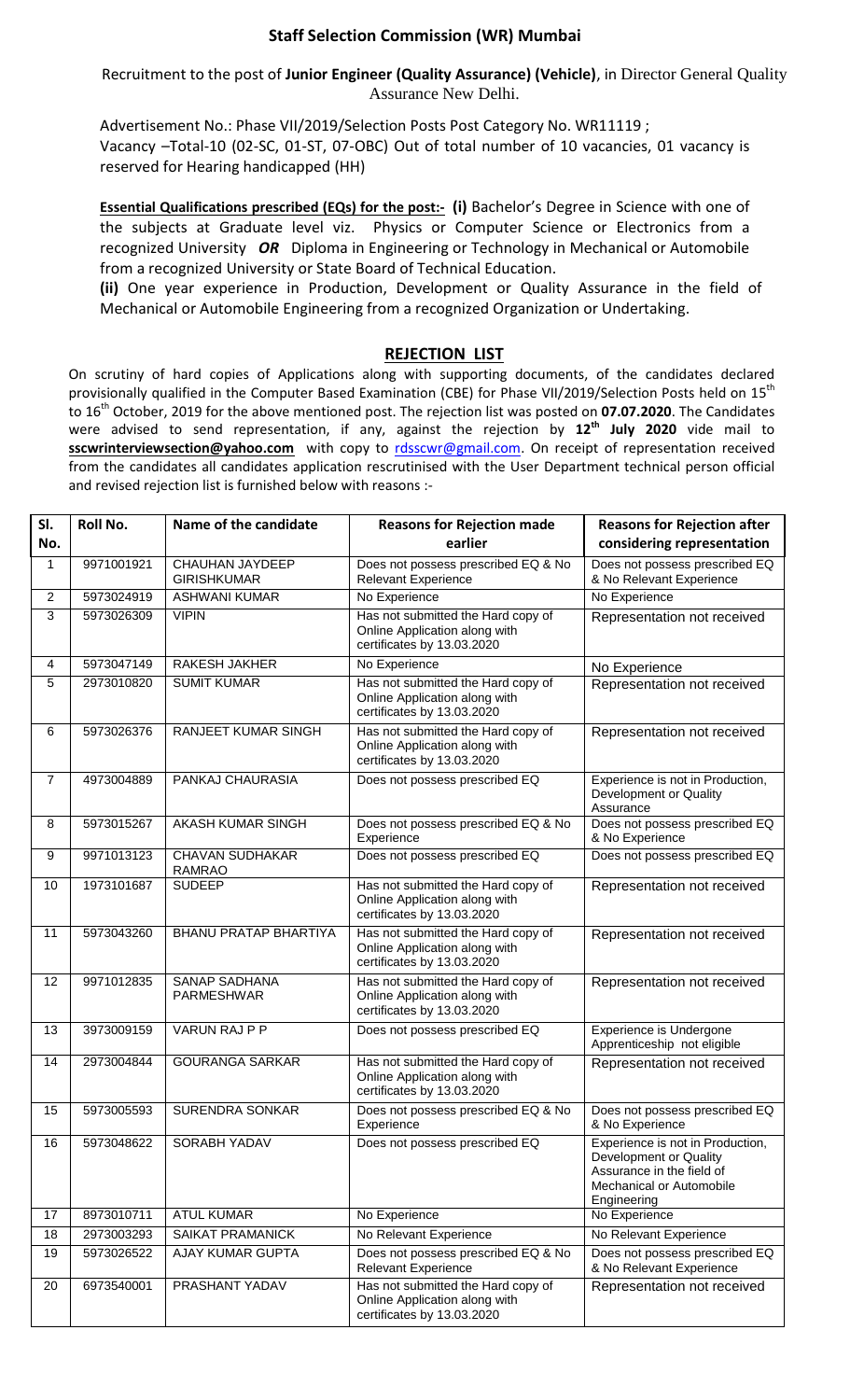## Staff Selection Commission (WR) Mumbai

Recruitment to the post of **Junior Engineer (Quality Assurance) (Vehicle)**, in Director General Quality Assurance New Delhi.

Advertisement No.: Phase VII/2019/Selection Posts Post Category No. WR11119 ;
Vacancy –Total-10 (02-SC, 01-ST, 07-OBC) Out of total number of 10 vacancies, 01 vacancy is reserved for Hearing handicapped (HH)

**Essential Qualifications prescribed (EQs) for the post:- (i)** Bachelor's Degree in Science with one of the subjects at Graduate level viz. Physics or Computer Science or Electronics from a recognized University ***OR*** Diploma in Engineering or Technology in Mechanical or Automobile from a recognized University or State Board of Technical Education.

**(ii)** One year experience in Production, Development or Quality Assurance in the field of Mechanical or Automobile Engineering from a recognized Organization or Undertaking.

### REJECTION LIST

On scrutiny of hard copies of Applications along with supporting documents, of the candidates declared provisionally qualified in the Computer Based Examination (CBE) for Phase VII/2019/Selection Posts held on 15[th] to 16[th] October, 2019 for the above mentioned post. The rejection list was posted on **07.07.2020**. The Candidates were advised to send representation, if any, against the rejection by **12[th] July 2020** vide mail to **sscwrinterviewsection@yahoo.com** with copy to rdsscwr@gmail.com. On receipt of representation received from the candidates all candidates application rescrutinised with the User Department technical person official and revised rejection list is furnished below with reasons :-

| Sl. No. | Roll No. | Name of the candidate | Reasons for Rejection made earlier | Reasons for Rejection after considering representation |
|---|---|---|---|---|
| 1 | 9971001921 | CHAUHAN JAYDEEP GIRISHKUMAR | Does not possess prescribed EQ & No Relevant Experience | Does not possess prescribed EQ & No Relevant Experience |
| 2 | 5973024919 | ASHWANI KUMAR | No Experience | No Experience |
| 3 | 5973026309 | VIPIN | Has not submitted the Hard copy of Online Application along with certificates by 13.03.2020 | Representation not received |
| 4 | 5973047149 | RAKESH JAKHER | No Experience | No Experience |
| 5 | 2973010820 | SUMIT KUMAR | Has not submitted the Hard copy of Online Application along with certificates by 13.03.2020 | Representation not received |
| 6 | 5973026376 | RANJEET KUMAR SINGH | Has not submitted the Hard copy of Online Application along with certificates by 13.03.2020 | Representation not received |
| 7 | 4973004889 | PANKAJ CHAURASIA | Does not possess prescribed EQ | Experience is not in Production, Development or Quality Assurance |
| 8 | 5973015267 | AKASH KUMAR SINGH | Does not possess prescribed EQ & No Experience | Does not possess prescribed EQ & No Experience |
| 9 | 9971013123 | CHAVAN SUDHAKAR RAMRAO | Does not possess prescribed EQ | Does not possess prescribed EQ |
| 10 | 1973101687 | SUDEEP | Has not submitted the Hard copy of Online Application along with certificates by 13.03.2020 | Representation not received |
| 11 | 5973043260 | BHANU PRATAP BHARTIYA | Has not submitted the Hard copy of Online Application along with certificates by 13.03.2020 | Representation not received |
| 12 | 9971012835 | SANAP SADHANA PARMESHWAR | Has not submitted the Hard copy of Online Application along with certificates by 13.03.2020 | Representation not received |
| 13 | 3973009159 | VARUN RAJ P P | Does not possess prescribed EQ | Experience is Undergone Apprenticeship not eligible |
| 14 | 2973004844 | GOURANGA SARKAR | Has not submitted the Hard copy of Online Application along with certificates by 13.03.2020 | Representation not received |
| 15 | 5973005593 | SURENDRA SONKAR | Does not possess prescribed EQ & No Experience | Does not possess prescribed EQ & No Experience |
| 16 | 5973048622 | SORABH YADAV | Does not possess prescribed EQ | Experience is not in Production, Development or Quality Assurance in the field of Mechanical or Automobile Engineering |
| 17 | 8973010711 | ATUL KUMAR | No Experience | No Experience |
| 18 | 2973003293 | SAIKAT PRAMANICK | No Relevant Experience | No Relevant Experience |
| 19 | 5973026522 | AJAY KUMAR GUPTA | Does not possess prescribed EQ & No Relevant Experience | Does not possess prescribed EQ & No Relevant Experience |
| 20 | 6973540001 | PRASHANT YADAV | Has not submitted the Hard copy of Online Application along with certificates by 13.03.2020 | Representation not received |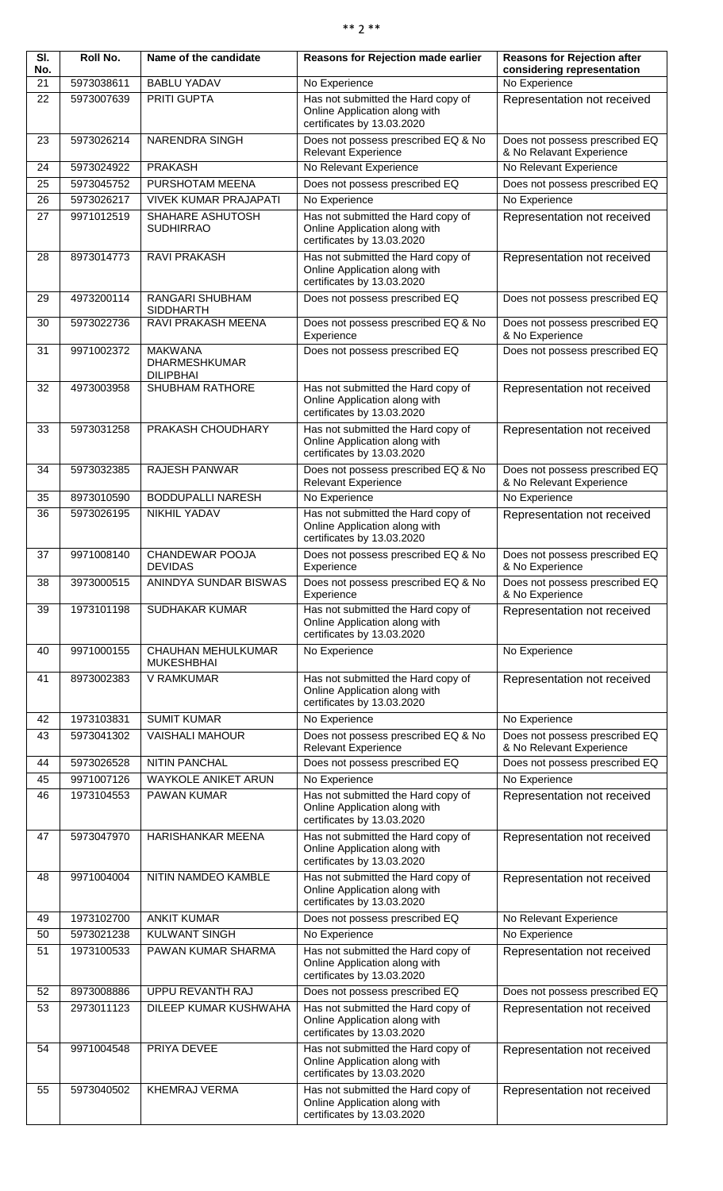| Sl. No. | Roll No. | Name of the candidate | Reasons for Rejection made earlier | Reasons for Rejection after considering representation |
|---|---|---|---|---|
| 21 | 5973038611 | BABLU YADAV | No Experience | No Experience |
| 22 | 5973007639 | PRITI GUPTA | Has not submitted the Hard copy of Online Application along with certificates by 13.03.2020 | Representation not received |
| 23 | 5973026214 | NARENDRA SINGH | Does not possess prescribed EQ & No Relevant Experience | Does not possess prescribed EQ & No Relavant Experience |
| 24 | 5973024922 | PRAKASH | No Relevant Experience | No Relevant Experience |
| 25 | 5973045752 | PURSHOTAM MEENA | Does not possess prescribed EQ | Does not possess prescribed EQ |
| 26 | 5973026217 | VIVEK KUMAR PRAJAPATI | No Experience | No Experience |
| 27 | 9971012519 | SHAHARE ASHUTOSH SUDHIRRAO | Has not submitted the Hard copy of Online Application along with certificates by 13.03.2020 | Representation not received |
| 28 | 8973014773 | RAVI PRAKASH | Has not submitted the Hard copy of Online Application along with certificates by 13.03.2020 | Representation not received |
| 29 | 4973200114 | RANGARI SHUBHAM SIDDHARTH | Does not possess prescribed EQ | Does not possess prescribed EQ |
| 30 | 5973022736 | RAVI PRAKASH MEENA | Does not possess prescribed EQ & No Experience | Does not possess prescribed EQ & No Experience |
| 31 | 9971002372 | MAKWANA DHARMESHKUMAR DILIPBHAI | Does not possess prescribed EQ | Does not possess prescribed EQ |
| 32 | 4973003958 | SHUBHAM RATHORE | Has not submitted the Hard copy of Online Application along with certificates by 13.03.2020 | Representation not received |
| 33 | 5973031258 | PRAKASH CHOUDHARY | Has not submitted the Hard copy of Online Application along with certificates by 13.03.2020 | Representation not received |
| 34 | 5973032385 | RAJESH PANWAR | Does not possess prescribed EQ & No Relevant Experience | Does not possess prescribed EQ & No Relevant Experience |
| 35 | 8973010590 | BODDUPALLI NARESH | No Experience | No Experience |
| 36 | 5973026195 | NIKHIL YADAV | Has not submitted the Hard copy of Online Application along with certificates by 13.03.2020 | Representation not received |
| 37 | 9971008140 | CHANDEWAR POOJA DEVIDAS | Does not possess prescribed EQ & No Experience | Does not possess prescribed EQ & No Experience |
| 38 | 3973000515 | ANINDYA SUNDAR BISWAS | Does not possess prescribed EQ & No Experience | Does not possess prescribed EQ & No Experience |
| 39 | 1973101198 | SUDHAKAR KUMAR | Has not submitted the Hard copy of Online Application along with certificates by 13.03.2020 | Representation not received |
| 40 | 9971000155 | CHAUHAN MEHULKUMAR MUKESHBHAI | No Experience | No Experience |
| 41 | 8973002383 | V RAMKUMAR | Has not submitted the Hard copy of Online Application along with certificates by 13.03.2020 | Representation not received |
| 42 | 1973103831 | SUMIT KUMAR | No Experience | No Experience |
| 43 | 5973041302 | VAISHALI MAHOUR | Does not possess prescribed EQ & No Relevant Experience | Does not possess prescribed EQ & No Relevant Experience |
| 44 | 5973026528 | NITIN PANCHAL | Does not possess prescribed EQ | Does not possess prescribed EQ |
| 45 | 9971007126 | WAYKOLE ANIKET ARUN | No Experience | No Experience |
| 46 | 1973104553 | PAWAN KUMAR | Has not submitted the Hard copy of Online Application along with certificates by 13.03.2020 | Representation not received |
| 47 | 5973047970 | HARISHANKAR MEENA | Has not submitted the Hard copy of Online Application along with certificates by 13.03.2020 | Representation not received |
| 48 | 9971004004 | NITIN NAMDEO KAMBLE | Has not submitted the Hard copy of Online Application along with certificates by 13.03.2020 | Representation not received |
| 49 | 1973102700 | ANKIT KUMAR | Does not possess prescribed EQ | No Relevant Experience |
| 50 | 5973021238 | KULWANT SINGH | No Experience | No Experience |
| 51 | 1973100533 | PAWAN KUMAR SHARMA | Has not submitted the Hard copy of Online Application along with certificates by 13.03.2020 | Representation not received |
| 52 | 8973008886 | UPPU REVANTH RAJ | Does not possess prescribed EQ | Does not possess prescribed EQ |
| 53 | 2973011123 | DILEEP KUMAR KUSHWAHA | Has not submitted the Hard copy of Online Application along with certificates by 13.03.2020 | Representation not received |
| 54 | 9971004548 | PRIYA DEVEE | Has not submitted the Hard copy of Online Application along with certificates by 13.03.2020 | Representation not received |
| 55 | 5973040502 | KHEMRAJ VERMA | Has not submitted the Hard copy of Online Application along with certificates by 13.03.2020 | Representation not received |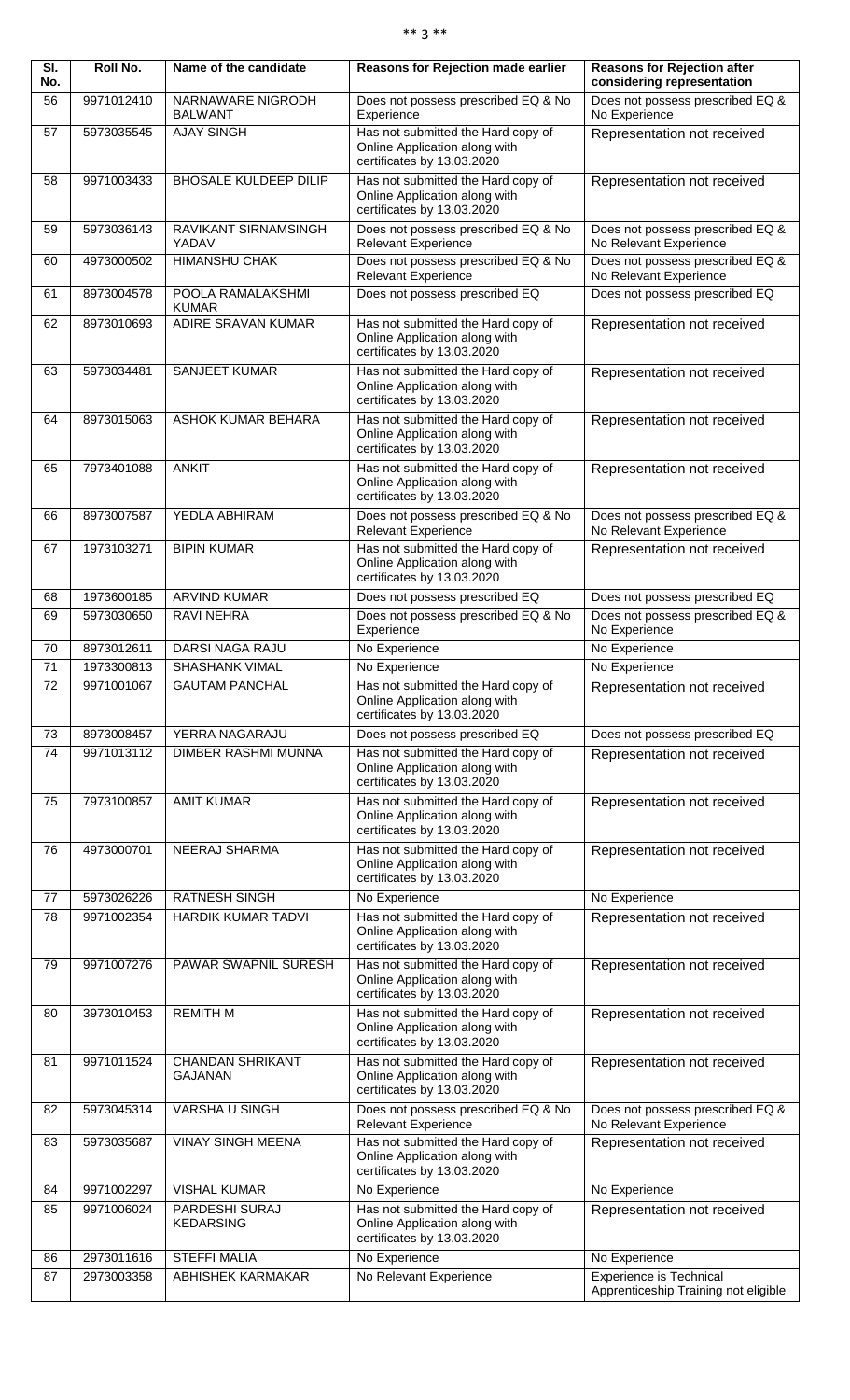| Sl. No. | Roll No. | Name of the candidate | Reasons for Rejection made earlier | Reasons for Rejection after considering representation |
|---|---|---|---|---|
| 56 | 9971012410 | NARNAWARE NIGRODH BALWANT | Does not possess prescribed EQ & No Experience | Does not possess prescribed EQ & No Experience |
| 57 | 5973035545 | AJAY SINGH | Has not submitted the Hard copy of Online Application along with certificates by 13.03.2020 | Representation not received |
| 58 | 9971003433 | BHOSALE KULDEEP DILIP | Has not submitted the Hard copy of Online Application along with certificates by 13.03.2020 | Representation not received |
| 59 | 5973036143 | RAVIKANT SIRNAMSINGH YADAV | Does not possess prescribed EQ & No Relevant Experience | Does not possess prescribed EQ & No Relevant Experience |
| 60 | 4973000502 | HIMANSHU CHAK | Does not possess prescribed EQ & No Relevant Experience | Does not possess prescribed EQ & No Relevant Experience |
| 61 | 8973004578 | POOLA RAMALAKSHMI KUMAR | Does not possess prescribed EQ | Does not possess prescribed EQ |
| 62 | 8973010693 | ADIRE SRAVAN KUMAR | Has not submitted the Hard copy of Online Application along with certificates by 13.03.2020 | Representation not received |
| 63 | 5973034481 | SANJEET KUMAR | Has not submitted the Hard copy of Online Application along with certificates by 13.03.2020 | Representation not received |
| 64 | 8973015063 | ASHOK KUMAR BEHARA | Has not submitted the Hard copy of Online Application along with certificates by 13.03.2020 | Representation not received |
| 65 | 7973401088 | ANKIT | Has not submitted the Hard copy of Online Application along with certificates by 13.03.2020 | Representation not received |
| 66 | 8973007587 | YEDLA ABHIRAM | Does not possess prescribed EQ & No Relevant Experience | Does not possess prescribed EQ & No Relevant Experience |
| 67 | 1973103271 | BIPIN KUMAR | Has not submitted the Hard copy of Online Application along with certificates by 13.03.2020 | Representation not received |
| 68 | 1973600185 | ARVIND KUMAR | Does not possess prescribed EQ | Does not possess prescribed EQ |
| 69 | 5973030650 | RAVI NEHRA | Does not possess prescribed EQ & No Experience | Does not possess prescribed EQ & No Experience |
| 70 | 8973012611 | DARSI NAGA RAJU | No Experience | No Experience |
| 71 | 1973300813 | SHASHANK VIMAL | No Experience | No Experience |
| 72 | 9971001067 | GAUTAM PANCHAL | Has not submitted the Hard copy of Online Application along with certificates by 13.03.2020 | Representation not received |
| 73 | 8973008457 | YERRA NAGARAJU | Does not possess prescribed EQ | Does not possess prescribed EQ |
| 74 | 9971013112 | DIMBER RASHMI MUNNA | Has not submitted the Hard copy of Online Application along with certificates by 13.03.2020 | Representation not received |
| 75 | 7973100857 | AMIT KUMAR | Has not submitted the Hard copy of Online Application along with certificates by 13.03.2020 | Representation not received |
| 76 | 4973000701 | NEERAJ SHARMA | Has not submitted the Hard copy of Online Application along with certificates by 13.03.2020 | Representation not received |
| 77 | 5973026226 | RATNESH SINGH | No Experience | No Experience |
| 78 | 9971002354 | HARDIK KUMAR TADVI | Has not submitted the Hard copy of Online Application along with certificates by 13.03.2020 | Representation not received |
| 79 | 9971007276 | PAWAR SWAPNIL SURESH | Has not submitted the Hard copy of Online Application along with certificates by 13.03.2020 | Representation not received |
| 80 | 3973010453 | REMITH M | Has not submitted the Hard copy of Online Application along with certificates by 13.03.2020 | Representation not received |
| 81 | 9971011524 | CHANDAN SHRIKANT GAJANAN | Has not submitted the Hard copy of Online Application along with certificates by 13.03.2020 | Representation not received |
| 82 | 5973045314 | VARSHA U SINGH | Does not possess prescribed EQ & No Relevant Experience | Does not possess prescribed EQ & No Relevant Experience |
| 83 | 5973035687 | VINAY SINGH MEENA | Has not submitted the Hard copy of Online Application along with certificates by 13.03.2020 | Representation not received |
| 84 | 9971002297 | VISHAL KUMAR | No Experience | No Experience |
| 85 | 9971006024 | PARDESHI SURAJ KEDARSING | Has not submitted the Hard copy of Online Application along with certificates by 13.03.2020 | Representation not received |
| 86 | 2973011616 | STEFFI MALIA | No Experience | No Experience |
| 87 | 2973003358 | ABHISHEK KARMAKAR | No Relevant Experience | Experience is Technical Apprenticeship Training not eligible |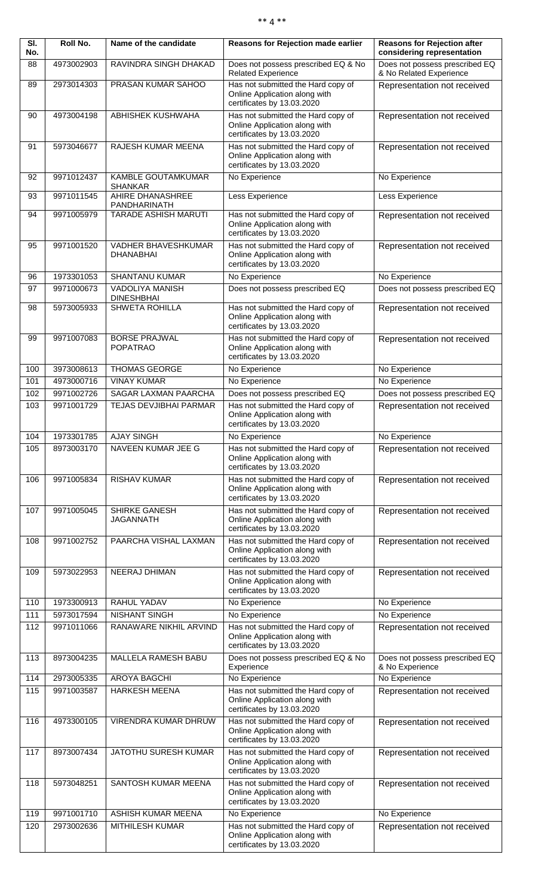| Sl. No. | Roll No. | Name of the candidate | Reasons for Rejection made earlier | Reasons for Rejection after considering representation |
|---|---|---|---|---|
| 88 | 4973002903 | RAVINDRA SINGH DHAKAD | Does not possess prescribed EQ & No Related Experience | Does not possess prescribed EQ & No Related Experience |
| 89 | 2973014303 | PRASAN KUMAR SAHOO | Has not submitted the Hard copy of Online Application along with certificates by 13.03.2020 | Representation not received |
| 90 | 4973004198 | ABHISHEK KUSHWAHA | Has not submitted the Hard copy of Online Application along with certificates by 13.03.2020 | Representation not received |
| 91 | 5973046677 | RAJESH KUMAR MEENA | Has not submitted the Hard copy of Online Application along with certificates by 13.03.2020 | Representation not received |
| 92 | 9971012437 | KAMBLE GOUTAMKUMAR SHANKAR | No Experience | No Experience |
| 93 | 9971011545 | AHIRE DHANASHREE PANDHARINATH | Less Experience | Less Experience |
| 94 | 9971005979 | TARADE ASHISH MARUTI | Has not submitted the Hard copy of Online Application along with certificates by 13.03.2020 | Representation not received |
| 95 | 9971001520 | VADHER BHAVESHKUMAR DHANABHAI | Has not submitted the Hard copy of Online Application along with certificates by 13.03.2020 | Representation not received |
| 96 | 1973301053 | SHANTANU KUMAR | No Experience | No Experience |
| 97 | 9971000673 | VADOLIYA MANISH DINESHBHAI | Does not possess prescribed EQ | Does not possess prescribed EQ |
| 98 | 5973005933 | SHWETA ROHILLA | Has not submitted the Hard copy of Online Application along with certificates by 13.03.2020 | Representation not received |
| 99 | 9971007083 | BORSE PRAJWAL POPATRAO | Has not submitted the Hard copy of Online Application along with certificates by 13.03.2020 | Representation not received |
| 100 | 3973008613 | THOMAS GEORGE | No Experience | No Experience |
| 101 | 4973000716 | VINAY KUMAR | No Experience | No Experience |
| 102 | 9971002726 | SAGAR LAXMAN PAARCHA | Does not possess prescribed EQ | Does not possess prescribed EQ |
| 103 | 9971001729 | TEJAS DEVJIBHAI PARMAR | Has not submitted the Hard copy of Online Application along with certificates by 13.03.2020 | Representation not received |
| 104 | 1973301785 | AJAY SINGH | No Experience | No Experience |
| 105 | 8973003170 | NAVEEN KUMAR JEE G | Has not submitted the Hard copy of Online Application along with certificates by 13.03.2020 | Representation not received |
| 106 | 9971005834 | RISHAV KUMAR | Has not submitted the Hard copy of Online Application along with certificates by 13.03.2020 | Representation not received |
| 107 | 9971005045 | SHIRKE GANESH JAGANNATH | Has not submitted the Hard copy of Online Application along with certificates by 13.03.2020 | Representation not received |
| 108 | 9971002752 | PAARCHA VISHAL LAXMAN | Has not submitted the Hard copy of Online Application along with certificates by 13.03.2020 | Representation not received |
| 109 | 5973022953 | NEERAJ DHIMAN | Has not submitted the Hard copy of Online Application along with certificates by 13.03.2020 | Representation not received |
| 110 | 1973300913 | RAHUL YADAV | No Experience | No Experience |
| 111 | 5973017594 | NISHANT SINGH | No Experience | No Experience |
| 112 | 9971011066 | RANAWARE NIKHIL ARVIND | Has not submitted the Hard copy of Online Application along with certificates by 13.03.2020 | Representation not received |
| 113 | 8973004235 | MALLELA RAMESH BABU | Does not possess prescribed EQ & No Experience | Does not possess prescribed EQ & No Experience |
| 114 | 2973005335 | AROYA BAGCHI | No Experience | No Experience |
| 115 | 9971003587 | HARKESH MEENA | Has not submitted the Hard copy of Online Application along with certificates by 13.03.2020 | Representation not received |
| 116 | 4973300105 | VIRENDRA KUMAR DHRUW | Has not submitted the Hard copy of Online Application along with certificates by 13.03.2020 | Representation not received |
| 117 | 8973007434 | JATOTHU SURESH KUMAR | Has not submitted the Hard copy of Online Application along with certificates by 13.03.2020 | Representation not received |
| 118 | 5973048251 | SANTOSH KUMAR MEENA | Has not submitted the Hard copy of Online Application along with certificates by 13.03.2020 | Representation not received |
| 119 | 9971001710 | ASHISH KUMAR MEENA | No Experience | No Experience |
| 120 | 2973002636 | MITHILESH KUMAR | Has not submitted the Hard copy of Online Application along with certificates by 13.03.2020 | Representation not received |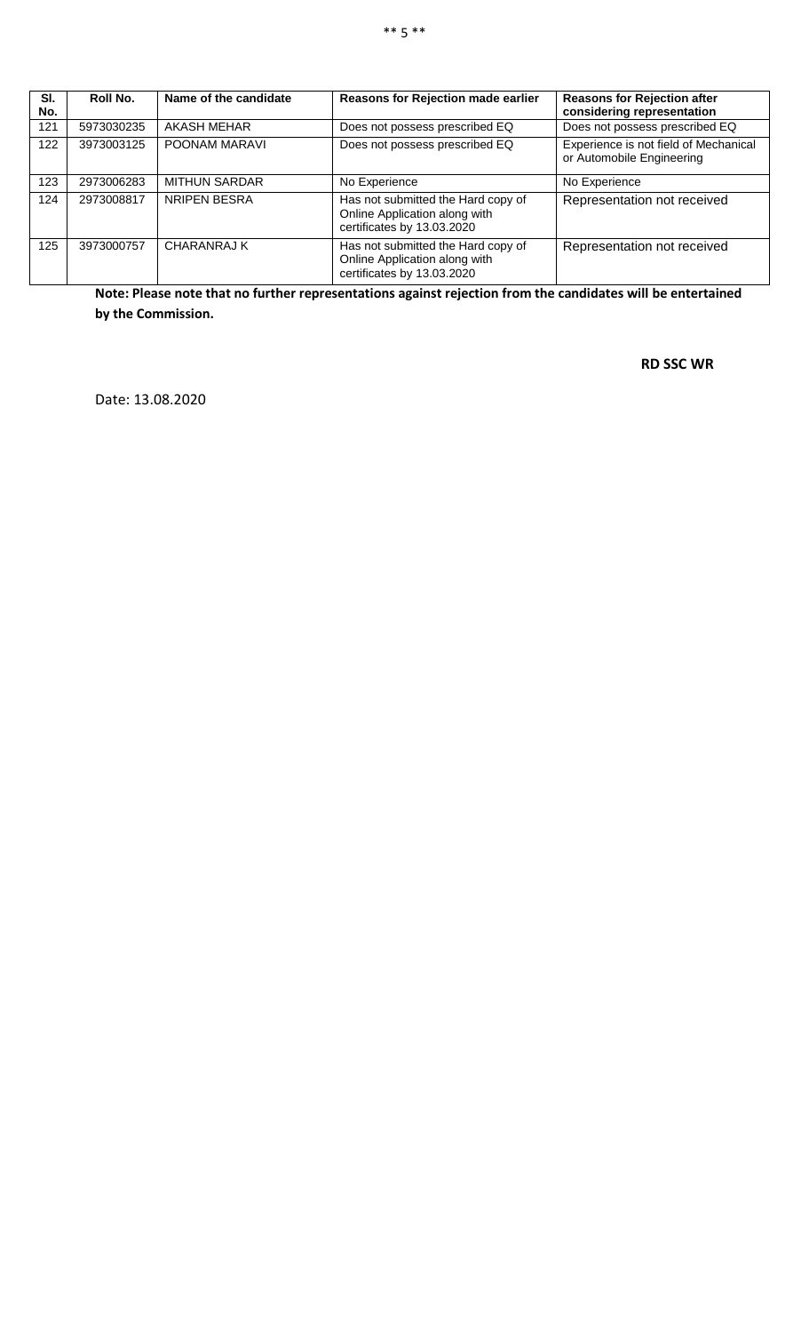| Sl. No. | Roll No. | Name of the candidate | Reasons for Rejection made earlier | Reasons for Rejection after considering representation |
|---|---|---|---|---|
| 121 | 5973030235 | AKASH MEHAR | Does not possess prescribed EQ | Does not possess prescribed EQ |
| 122 | 3973003125 | POONAM MARAVI | Does not possess prescribed EQ | Experience is not field of Mechanical or Automobile Engineering |
| 123 | 2973006283 | MITHUN SARDAR | No Experience | No Experience |
| 124 | 2973008817 | NRIPEN BESRA | Has not submitted the Hard copy of Online Application along with certificates by 13.03.2020 | Representation not received |
| 125 | 3973000757 | CHARANRAJ K | Has not submitted the Hard copy of Online Application along with certificates by 13.03.2020 | Representation not received |

**Note: Please note that no further representations against rejection from the candidates will be entertained by the Commission.**

**RD SSC WR**

Date: 13.08.2020